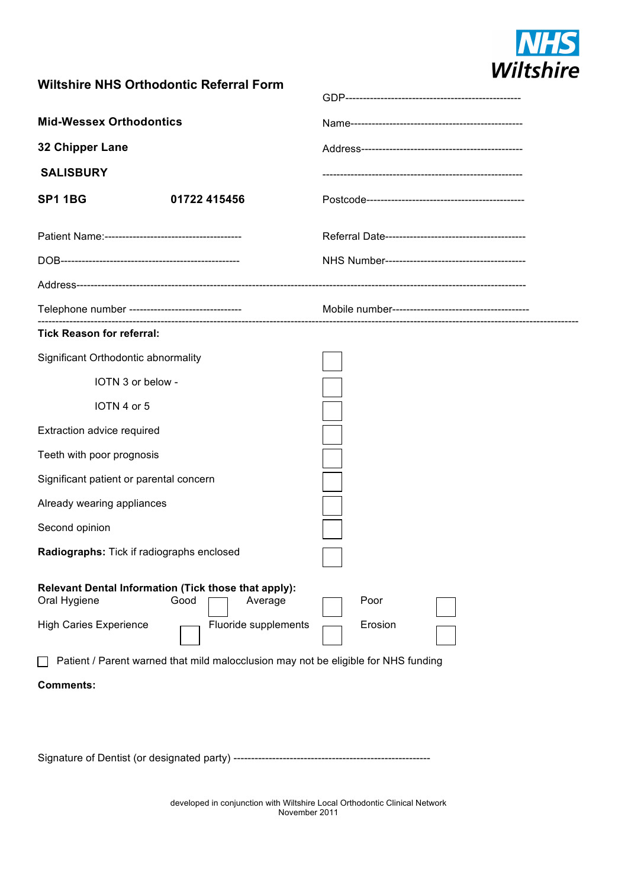NHS Wiltshire

# Wiltshire NHS Orthodontic Referral Form

**Mid-Wessex Orthodontics**

**32 Chipper Lane**

**SALISBURY**

**SP1 1BG** **01722 415456**

GDP-------------------------------------------------

Name-------------------------------------------------

Address----------------------------------------------

-------------------------------------------------------

Postcode---------------------------------------------

Patient Name:---------------------------------------

Referral Date---------------------------------------

DOB---------------------------------------------------

NHS Number---------------------------------------

Address-----------------------------------------------------------------------------------------------------------------

Telephone number --------------------------------

Mobile number--------------------------------------

---

**Tick Reason for referral:**

- Significant Orthodontic abnormality ☐
  - IOTN 3 or below - ☐
  - IOTN 4 or 5 ☐
- Extraction advice required ☐
- Teeth with poor prognosis ☐
- Significant patient or parental concern ☐
- Already wearing appliances ☐
- Second opinion ☐

**Radiographs:** Tick if radiographs enclosed ☐

**Relevant Dental Information (Tick those that apply):**

Oral Hygiene Good ☐ Average ☐ Poor ☐

High Caries Experience ☐ Fluoride supplements ☐ Erosion ☐

☐ Patient / Parent warned that mild malocclusion may not be eligible for NHS funding

**Comments:**

Signature of Dentist (or designated party) --------------------------------------------------------

developed in conjunction with Wiltshire Local Orthodontic Clinical Network
November 2011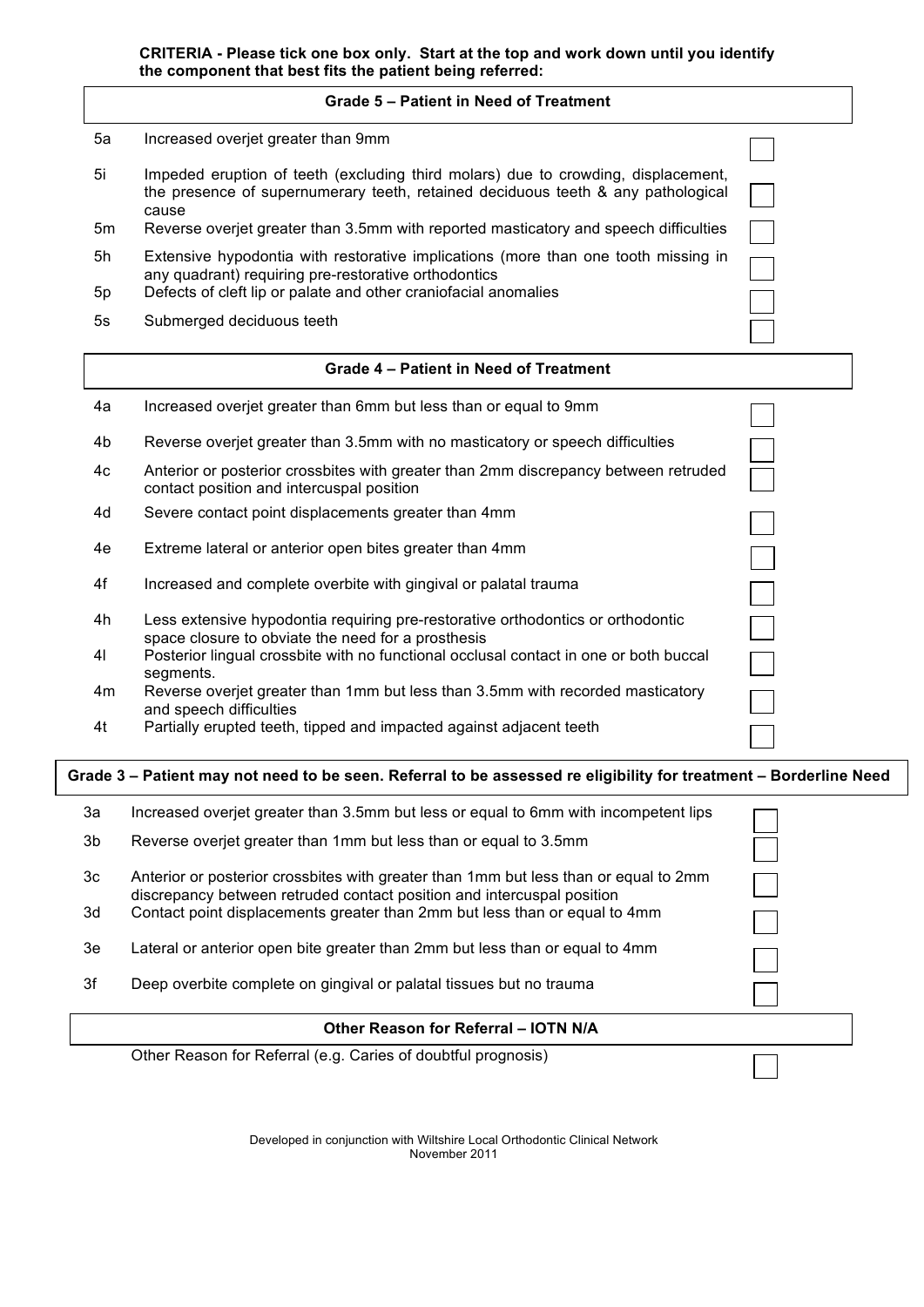**CRITERIA - Please tick one box only. Start at the top and work down until you identify the component that best fits the patient being referred:**

| | | |
|---|---|---|
| **Grade 5 – Patient in Need of Treatment** | | |
| 5a | Increased overjet greater than 9mm | ☐ |
| 5i | Impeded eruption of teeth (excluding third molars) due to crowding, displacement, the presence of supernumerary teeth, retained deciduous teeth & any pathological cause | ☐ |
| 5m | Reverse overjet greater than 3.5mm with reported masticatory and speech difficulties | ☐ |
| 5h | Extensive hypodontia with restorative implications (more than one tooth missing in any quadrant) requiring pre-restorative orthodontics | ☐ |
| 5p | Defects of cleft lip or palate and other craniofacial anomalies | ☐ |
| 5s | Submerged deciduous teeth | ☐ |
| **Grade 4 – Patient in Need of Treatment** | | |
| 4a | Increased overjet greater than 6mm but less than or equal to 9mm | ☐ |
| 4b | Reverse overjet greater than 3.5mm with no masticatory or speech difficulties | ☐ |
| 4c | Anterior or posterior crossbites with greater than 2mm discrepancy between retruded contact position and intercuspal position | ☐ |
| 4d | Severe contact point displacements greater than 4mm | ☐ |
| 4e | Extreme lateral or anterior open bites greater than 4mm | ☐ |
| 4f | Increased and complete overbite with gingival or palatal trauma | ☐ |
| 4h | Less extensive hypodontia requiring pre-restorative orthodontics or orthodontic space closure to obviate the need for a prosthesis | ☐ |
| 4l | Posterior lingual crossbite with no functional occlusal contact in one or both buccal segments. | ☐ |
| 4m | Reverse overjet greater than 1mm but less than 3.5mm with recorded masticatory and speech difficulties | ☐ |
| 4t | Partially erupted teeth, tipped and impacted against adjacent teeth | ☐ |
| **Grade 3 – Patient may not need to be seen. Referral to be assessed re eligibility for treatment – Borderline Need** | | |
| 3a | Increased overjet greater than 3.5mm but less or equal to 6mm with incompetent lips | ☐ |
| 3b | Reverse overjet greater than 1mm but less than or equal to 3.5mm | ☐ |
| 3c | Anterior or posterior crossbites with greater than 1mm but less than or equal to 2mm discrepancy between retruded contact position and intercuspal position | ☐ |
| 3d | Contact point displacements greater than 2mm but less than or equal to 4mm | ☐ |
| 3e | Lateral or anterior open bite greater than 2mm but less than or equal to 4mm | ☐ |
| 3f | Deep overbite complete on gingival or palatal tissues but no trauma | ☐ |
| **Other Reason for Referral – IOTN N/A** | | |
| | Other Reason for Referral (e.g. Caries of doubtful prognosis) | ☐ |

Developed in conjunction with Wiltshire Local Orthodontic Clinical Network
November 2011